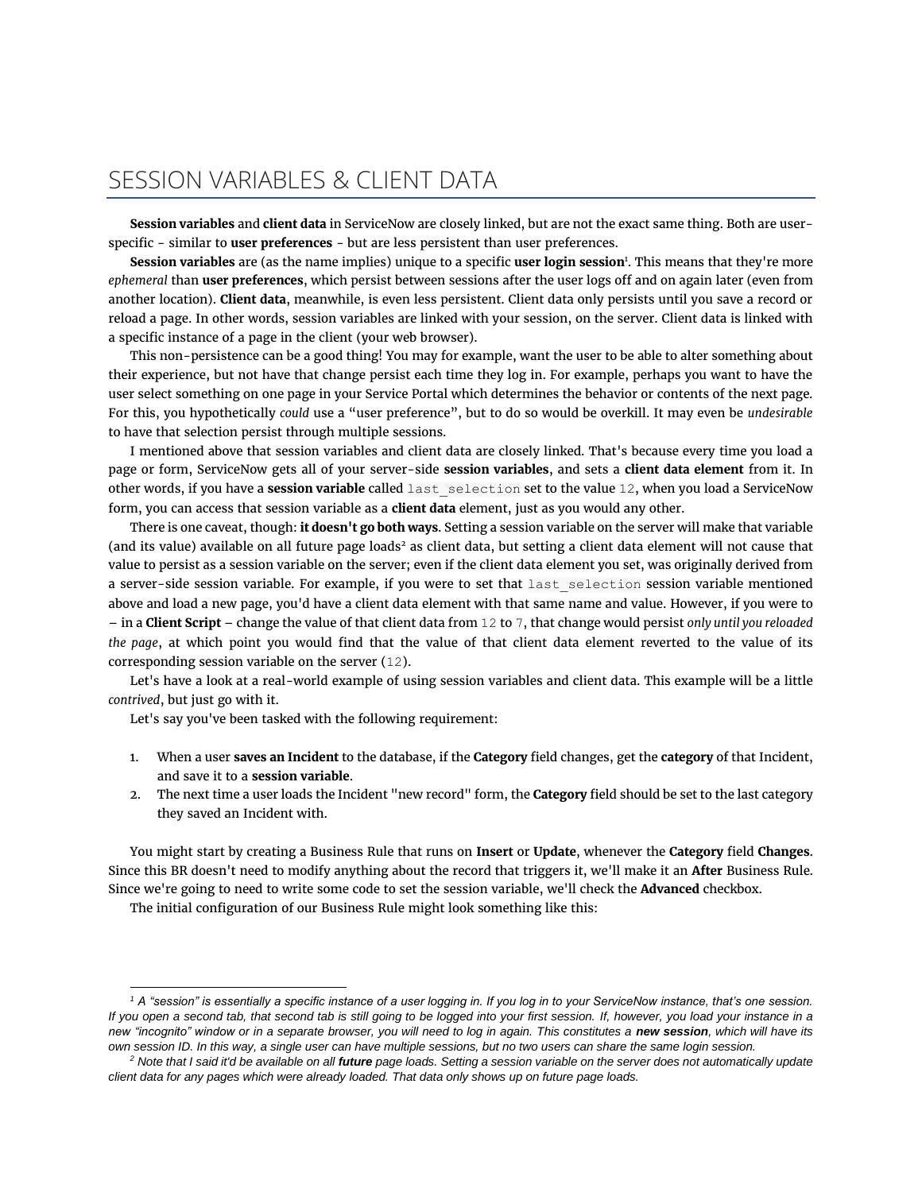# SESSION VARIABLES & CLIENT DATA

**Session variables** and **client data** in ServiceNow are closely linked, but are not the exact same thing. Both are user-specific - similar to **user preferences** - but are less persistent than user preferences.

**Session variables** are (as the name implies) unique to a specific **user login session**[1]. This means that they're more *ephemeral* than **user preferences**, which persist between sessions after the user logs off and on again later (even from another location). **Client data**, meanwhile, is even less persistent. Client data only persists until you save a record or reload a page. In other words, session variables are linked with your session, on the server. Client data is linked with a specific instance of a page in the client (your web browser).

This non-persistence can be a good thing! You may for example, want the user to be able to alter something about their experience, but not have that change persist each time they log in. For example, perhaps you want to have the user select something on one page in your Service Portal which determines the behavior or contents of the next page. For this, you hypothetically *could* use a "user preference", but to do so would be overkill. It may even be *undesirable* to have that selection persist through multiple sessions.

I mentioned above that session variables and client data are closely linked. That's because every time you load a page or form, ServiceNow gets all of your server-side **session variables**, and sets a **client data element** from it. In other words, if you have a **session variable** called `last_selection` set to the value `12`, when you load a ServiceNow form, you can access that session variable as a **client data** element, just as you would any other.

There is one caveat, though: **it doesn't go both ways**. Setting a session variable on the server will make that variable (and its value) available on all future page loads[2] as client data, but setting a client data element will not cause that value to persist as a session variable on the server; even if the client data element you set, was originally derived from a server-side session variable. For example, if you were to set that `last_selection` session variable mentioned above and load a new page, you'd have a client data element with that same name and value. However, if you were to – in a **Client Script** – change the value of that client data from `12` to `7`, that change would persist *only until you reloaded the page*, at which point you would find that the value of that client data element reverted to the value of its corresponding session variable on the server (`12`).

Let's have a look at a real-world example of using session variables and client data. This example will be a little *contrived*, but just go with it.

Let's say you've been tasked with the following requirement:

1. When a user **saves an Incident** to the database, if the **Category** field changes, get the **category** of that Incident, and save it to a **session variable**.
2. The next time a user loads the Incident "new record" form, the **Category** field should be set to the last category they saved an Incident with.

You might start by creating a Business Rule that runs on **Insert** or **Update**, whenever the **Category** field **Changes**. Since this BR doesn't need to modify anything about the record that triggers it, we'll make it an **After** Business Rule. Since we're going to need to write some code to set the session variable, we'll check the **Advanced** checkbox.

The initial configuration of our Business Rule might look something like this:

---

[1] *A "session" is essentially a specific instance of a user logging in. If you log in to your ServiceNow instance, that's one session. If you open a second tab, that second tab is still going to be logged into your first session. If, however, you load your instance in a new "incognito" window or in a separate browser, you will need to log in again. This constitutes a **new session**, which will have its own session ID. In this way, a single user can have multiple sessions, but no two users can share the same login session.*

[2] *Note that I said it'd be available on all **future** page loads. Setting a session variable on the server does not automatically update client data for any pages which were already loaded. That data only shows up on future page loads.*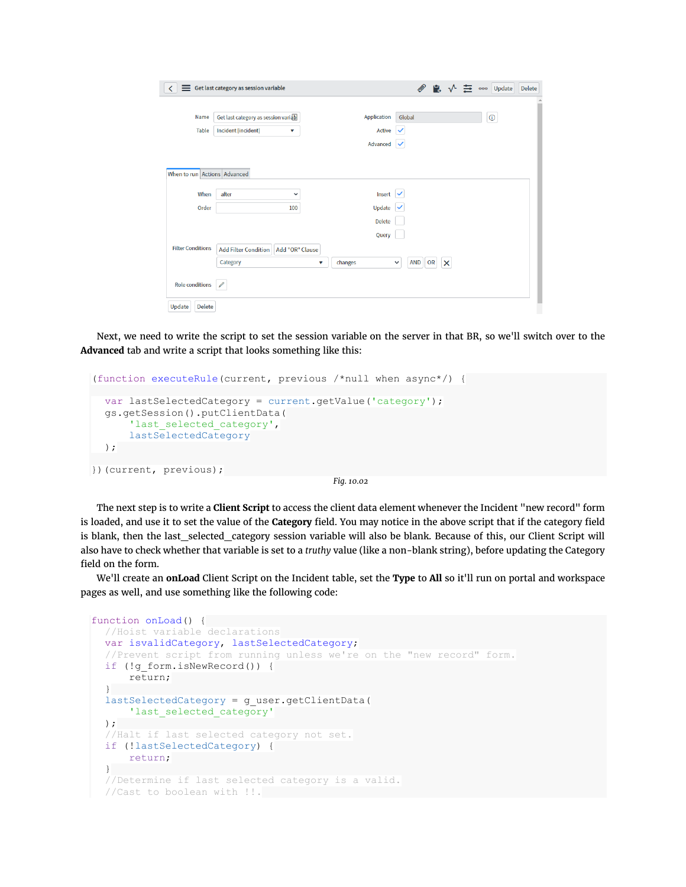Next, we need to write the script to set the session variable on the server in that BR, so we'll switch over to the **Advanced** tab and write a script that looks something like this:

```
(function executeRule(current, previous /*null when async*/) {

  var lastSelectedCategory = current.getValue('category');
  gs.getSession().putClientData(
      'last_selected_category',
      lastSelectedCategory
  );

})(current, previous);
```

*Fig. 10.02*

The next step is to write a **Client Script** to access the client data element whenever the Incident "new record" form is loaded, and use it to set the value of the **Category** field. You may notice in the above script that if the category field is blank, then the last_selected_category session variable will also be blank. Because of this, our Client Script will also have to check whether that variable is set to a *truthy* value (like a non-blank string), before updating the Category field on the form.

We'll create an **onLoad** Client Script on the Incident table, set the **Type** to **All** so it'll run on portal and workspace pages as well, and use something like the following code:

```
function onLoad() {
  //Hoist variable declarations
  var isvalidCategory, lastSelectedCategory;
  //Prevent script from running unless we're on the "new record" form.
  if (!g_form.isNewRecord()) {
      return;
  }
  lastSelectedCategory = g_user.getClientData(
      'last_selected_category'
  );
  //Halt if last selected category not set.
  if (!lastSelectedCategory) {
      return;
  }
  //Determine if last selected category is a valid.
  //Cast to boolean with !!.
```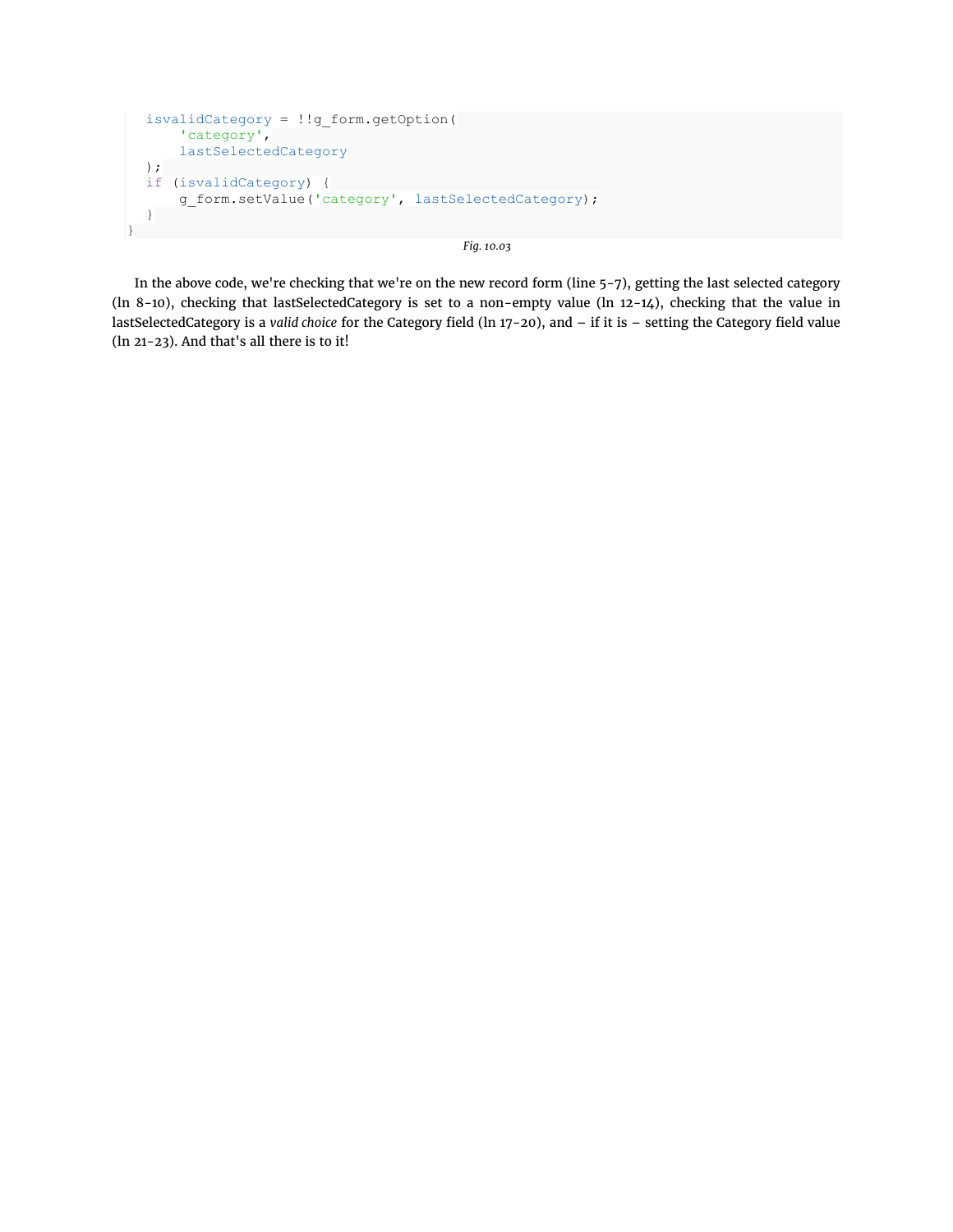```
    isvalidCategory = !!g_form.getOption(
        'category',
        lastSelectedCategory
    );
    if (isvalidCategory) {
        g_form.setValue('category', lastSelectedCategory);
    }
}
```

*Fig. 10.03*

In the above code, we're checking that we're on the new record form (line 5-7), getting the last selected category (ln 8-10), checking that lastSelectedCategory is set to a non-empty value (ln 12-14), checking that the value in lastSelectedCategory is a *valid choice* for the Category field (ln 17-20), and – if it is – setting the Category field value (ln 21-23). And that's all there is to it!